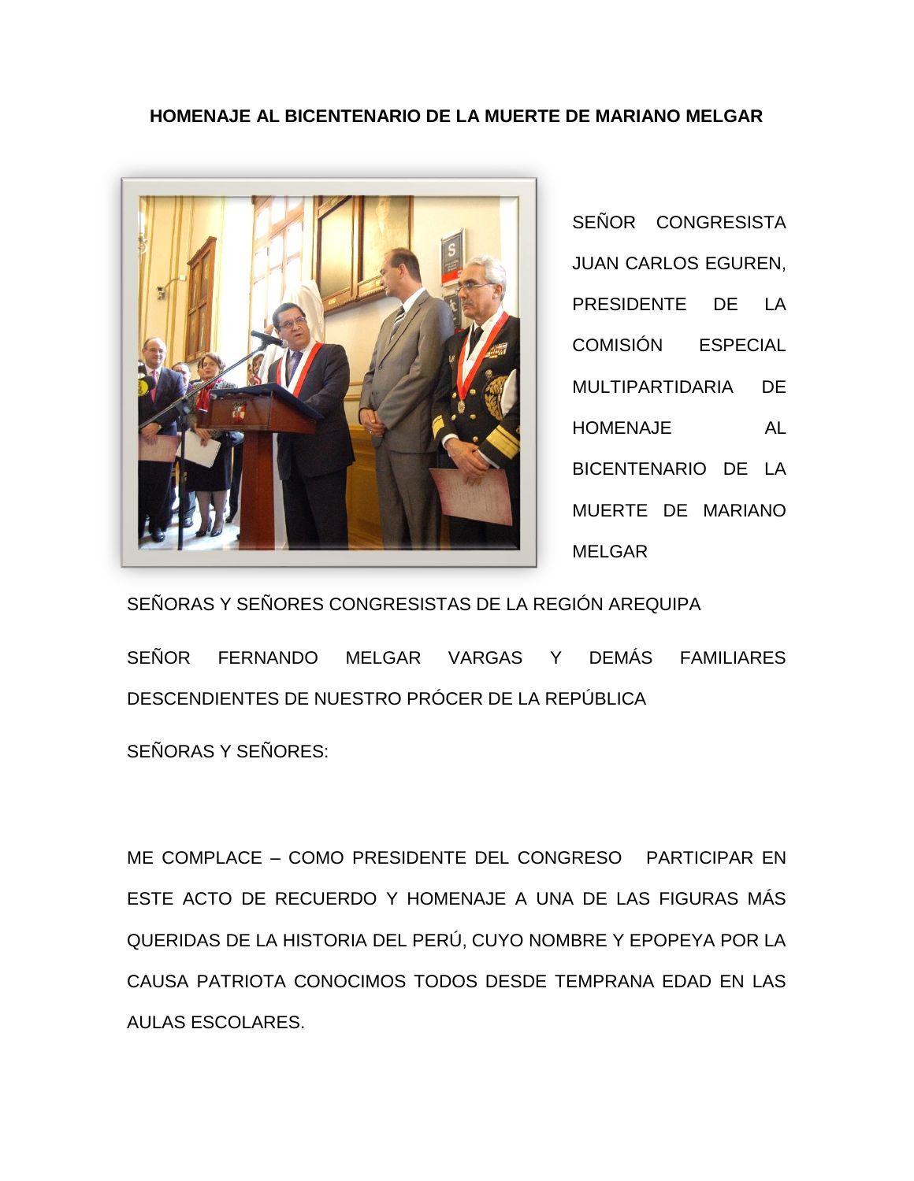# HOMENAJE AL BICENTENARIO DE LA MUERTE DE MARIANO MELGAR

SEÑOR CONGRESISTA JUAN CARLOS EGUREN, PRESIDENTE DE LA COMISIÓN ESPECIAL MULTIPARTIDARIA DE HOMENAJE AL BICENTENARIO DE LA MUERTE DE MARIANO MELGAR

SEÑORAS Y SEÑORES CONGRESISTAS DE LA REGIÓN AREQUIPA

SEÑOR FERNANDO MELGAR VARGAS Y DEMÁS FAMILIARES DESCENDIENTES DE NUESTRO PRÓCER DE LA REPÚBLICA

SEÑORAS Y SEÑORES:

ME COMPLACE – COMO PRESIDENTE DEL CONGRESO PARTICIPAR EN ESTE ACTO DE RECUERDO Y HOMENAJE A UNA DE LAS FIGURAS MÁS QUERIDAS DE LA HISTORIA DEL PERÚ, CUYO NOMBRE Y EPOPEYA POR LA CAUSA PATRIOTA CONOCIMOS TODOS DESDE TEMPRANA EDAD EN LAS AULAS ESCOLARES.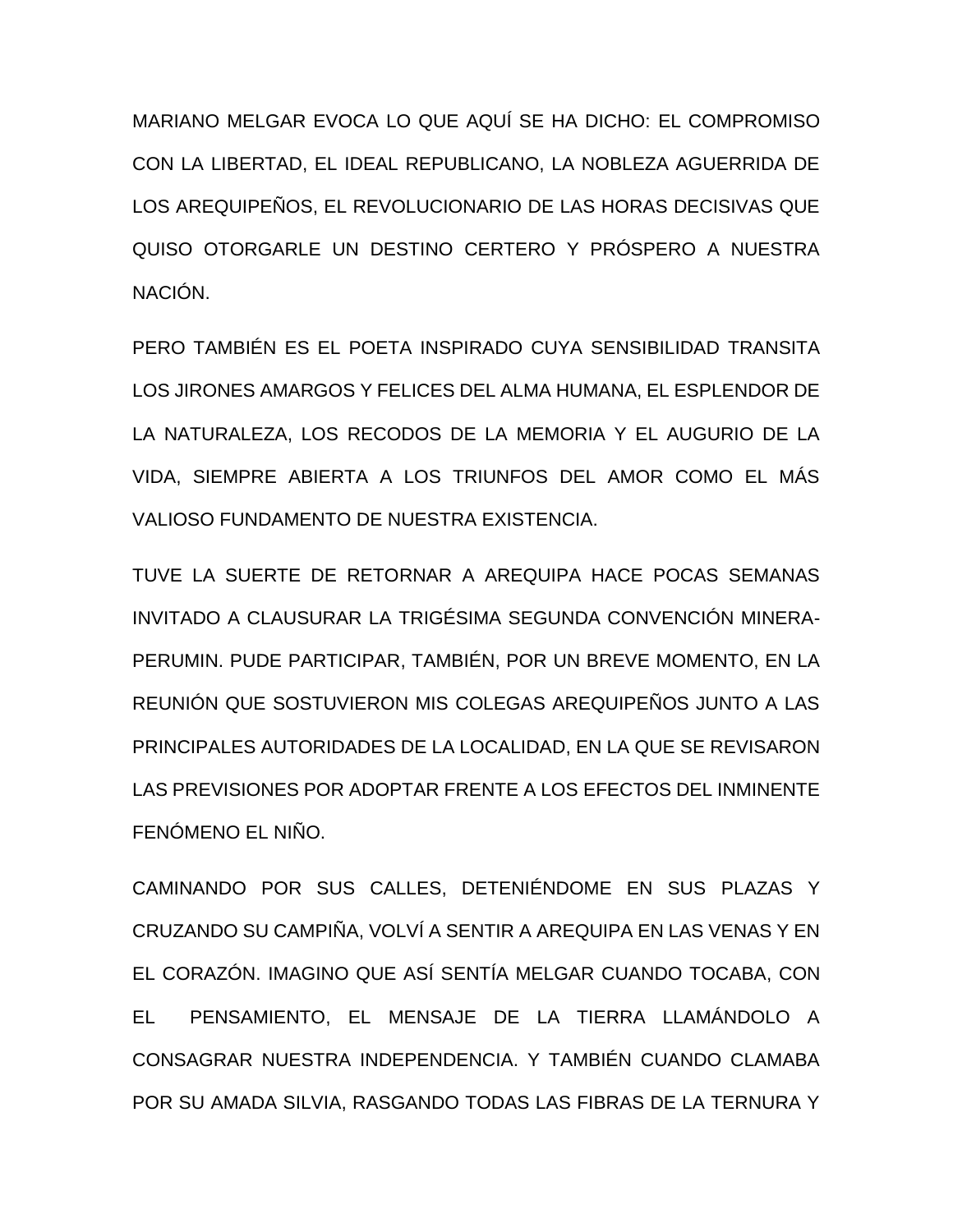MARIANO MELGAR EVOCA LO QUE AQUÍ SE HA DICHO: EL COMPROMISO CON LA LIBERTAD, EL IDEAL REPUBLICANO, LA NOBLEZA AGUERRIDA DE LOS AREQUIPEÑOS, EL REVOLUCIONARIO DE LAS HORAS DECISIVAS QUE QUISO OTORGARLE UN DESTINO CERTERO Y PRÓSPERO A NUESTRA NACIÓN.

PERO TAMBIÉN ES EL POETA INSPIRADO CUYA SENSIBILIDAD TRANSITA LOS JIRONES AMARGOS Y FELICES DEL ALMA HUMANA, EL ESPLENDOR DE LA NATURALEZA, LOS RECODOS DE LA MEMORIA Y EL AUGURIO DE LA VIDA, SIEMPRE ABIERTA A LOS TRIUNFOS DEL AMOR COMO EL MÁS VALIOSO FUNDAMENTO DE NUESTRA EXISTENCIA.

TUVE LA SUERTE DE RETORNAR A AREQUIPA HACE POCAS SEMANAS INVITADO A CLAUSURAR LA TRIGÉSIMA SEGUNDA CONVENCIÓN MINERA-PERUMIN. PUDE PARTICIPAR, TAMBIÉN, POR UN BREVE MOMENTO, EN LA REUNIÓN QUE SOSTUVIERON MIS COLEGAS AREQUIPEÑOS JUNTO A LAS PRINCIPALES AUTORIDADES DE LA LOCALIDAD, EN LA QUE SE REVISARON LAS PREVISIONES POR ADOPTAR FRENTE A LOS EFECTOS DEL INMINENTE FENÓMENO EL NIÑO.

CAMINANDO POR SUS CALLES, DETENIÉNDOME EN SUS PLAZAS Y CRUZANDO SU CAMPIÑA, VOLVÍ A SENTIR A AREQUIPA EN LAS VENAS Y EN EL CORAZÓN. IMAGINO QUE ASÍ SENTÍA MELGAR CUANDO TOCABA, CON EL PENSAMIENTO, EL MENSAJE DE LA TIERRA LLAMÁNDOLO A CONSAGRAR NUESTRA INDEPENDENCIA. Y TAMBIÉN CUANDO CLAMABA POR SU AMADA SILVIA, RASGANDO TODAS LAS FIBRAS DE LA TERNURA Y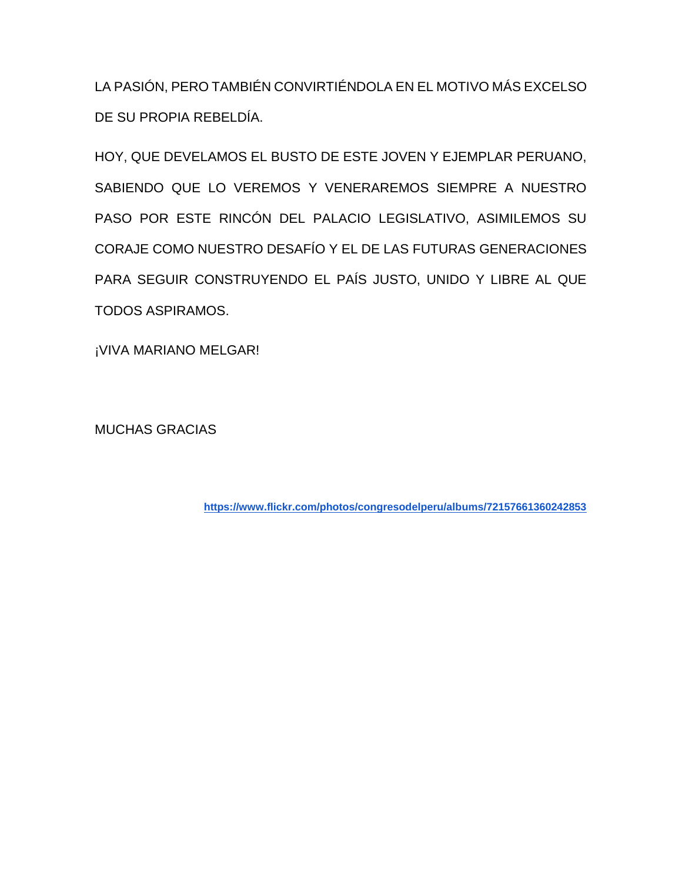LA PASIÓN, PERO TAMBIÉN CONVIRTIÉNDOLA EN EL MOTIVO MÁS EXCELSO DE SU PROPIA REBELDÍA.

HOY, QUE DEVELAMOS EL BUSTO DE ESTE JOVEN Y EJEMPLAR PERUANO, SABIENDO QUE LO VEREMOS Y VENERAREMOS SIEMPRE A NUESTRO PASO POR ESTE RINCÓN DEL PALACIO LEGISLATIVO, ASIMILEMOS SU CORAJE COMO NUESTRO DESAFÍO Y EL DE LAS FUTURAS GENERACIONES PARA SEGUIR CONSTRUYENDO EL PAÍS JUSTO, UNIDO Y LIBRE AL QUE TODOS ASPIRAMOS.

¡VIVA MARIANO MELGAR!

MUCHAS GRACIAS

**https://www.flickr.com/photos/congresodelperu/albums/72157661360242853**